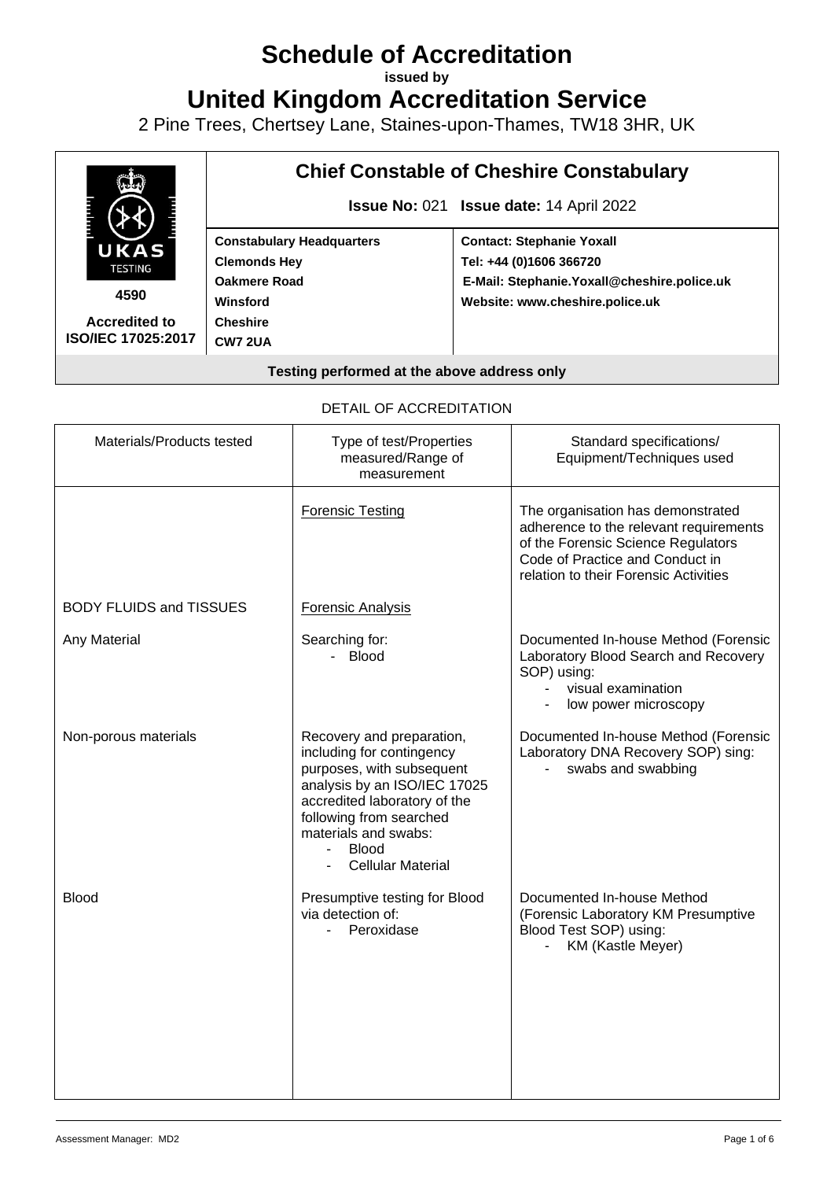# Schedule of Accreditation

**issued by**

# United Kingdom Accreditation Service

2 Pine Trees, Chertsey Lane, Staines-upon-Thames, TW18 3HR, UK

| | **Chief Constable of Cheshire Constabulary** | |
|---|---|---|
| | **Issue No:** 021 **Issue date:** 14 April 2022 | |
| UKAS TESTING<br>**4590**<br>**Accredited to ISO/IEC 17025:2017** | **Constabulary Headquarters**<br>**Clemonds Hey**<br>**Oakmere Road**<br>**Winsford**<br>**Cheshire**<br>**CW7 2UA** | **Contact: Stephanie Yoxall**<br>**Tel: +44 (0)1606 366720**<br>**E-Mail: Stephanie.Yoxall@cheshire.police.uk**<br>**Website: www.cheshire.police.uk** |

**Testing performed at the above address only**

DETAIL OF ACCREDITATION

| Materials/Products tested | Type of test/Properties measured/Range of measurement | Standard specifications/ Equipment/Techniques used |
|---|---|---|
| | Forensic Testing | The organisation has demonstrated adherence to the relevant requirements of the Forensic Science Regulators Code of Practice and Conduct in relation to their Forensic Activities |
| BODY FLUIDS and TISSUES | Forensic Analysis | |
| Any Material | Searching for:<br>- Blood | Documented In-house Method (Forensic Laboratory Blood Search and Recovery SOP) using:<br>- visual examination<br>- low power microscopy |
| Non-porous materials | Recovery and preparation, including for contingency purposes, with subsequent analysis by an ISO/IEC 17025 accredited laboratory of the following from searched materials and swabs:<br>- Blood<br>- Cellular Material | Documented In-house Method (Forensic Laboratory DNA Recovery SOP) sing:<br>- swabs and swabbing |
| Blood | Presumptive testing for Blood via detection of:<br>- Peroxidase | Documented In-house Method (Forensic Laboratory KM Presumptive Blood Test SOP) using:<br>- KM (Kastle Meyer) |

Assessment Manager: MD2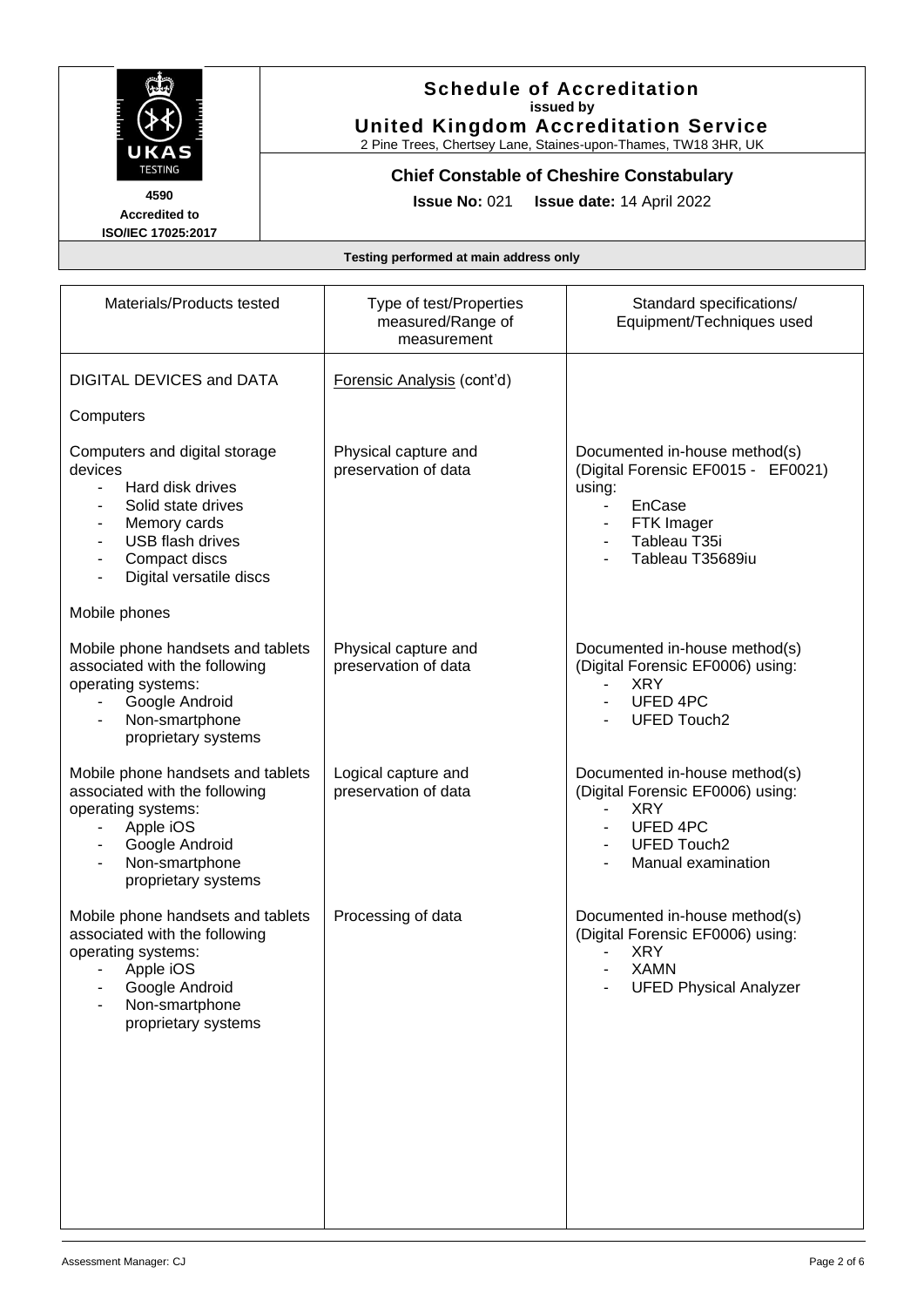**Schedule of Accreditation**
**issued by**
**United Kingdom Accreditation Service**
2 Pine Trees, Chertsey Lane, Staines-upon-Thames, TW18 3HR, UK

**4590**
**Accredited to**
**ISO/IEC 17025:2017**

**Chief Constable of Cheshire Constabulary**

**Issue No:** 021 **Issue date:** 14 April 2022

**Testing performed at main address only**

| Materials/Products tested | Type of test/Properties measured/Range of measurement | Standard specifications/ Equipment/Techniques used |
|---|---|---|
| DIGITAL DEVICES and DATA | Forensic Analysis (cont'd) | |
| Computers | | |
| Computers and digital storage devices<br>- Hard disk drives<br>- Solid state drives<br>- Memory cards<br>- USB flash drives<br>- Compact discs<br>- Digital versatile discs | Physical capture and preservation of data | Documented in-house method(s) (Digital Forensic EF0015 - EF0021) using:<br>- EnCase<br>- FTK Imager<br>- Tableau T35i<br>- Tableau T35689iu |
| Mobile phones | | |
| Mobile phone handsets and tablets associated with the following operating systems:<br>- Google Android<br>- Non-smartphone proprietary systems | Physical capture and preservation of data | Documented in-house method(s) (Digital Forensic EF0006) using:<br>- XRY<br>- UFED 4PC<br>- UFED Touch2 |
| Mobile phone handsets and tablets associated with the following operating systems:<br>- Apple iOS<br>- Google Android<br>- Non-smartphone proprietary systems | Logical capture and preservation of data | Documented in-house method(s) (Digital Forensic EF0006) using:<br>- XRY<br>- UFED 4PC<br>- UFED Touch2<br>- Manual examination |
| Mobile phone handsets and tablets associated with the following operating systems:<br>- Apple iOS<br>- Google Android<br>- Non-smartphone proprietary systems | Processing of data | Documented in-house method(s) (Digital Forensic EF0006) using:<br>- XRY<br>- XAMN<br>- UFED Physical Analyzer |

Assessment Manager: CJ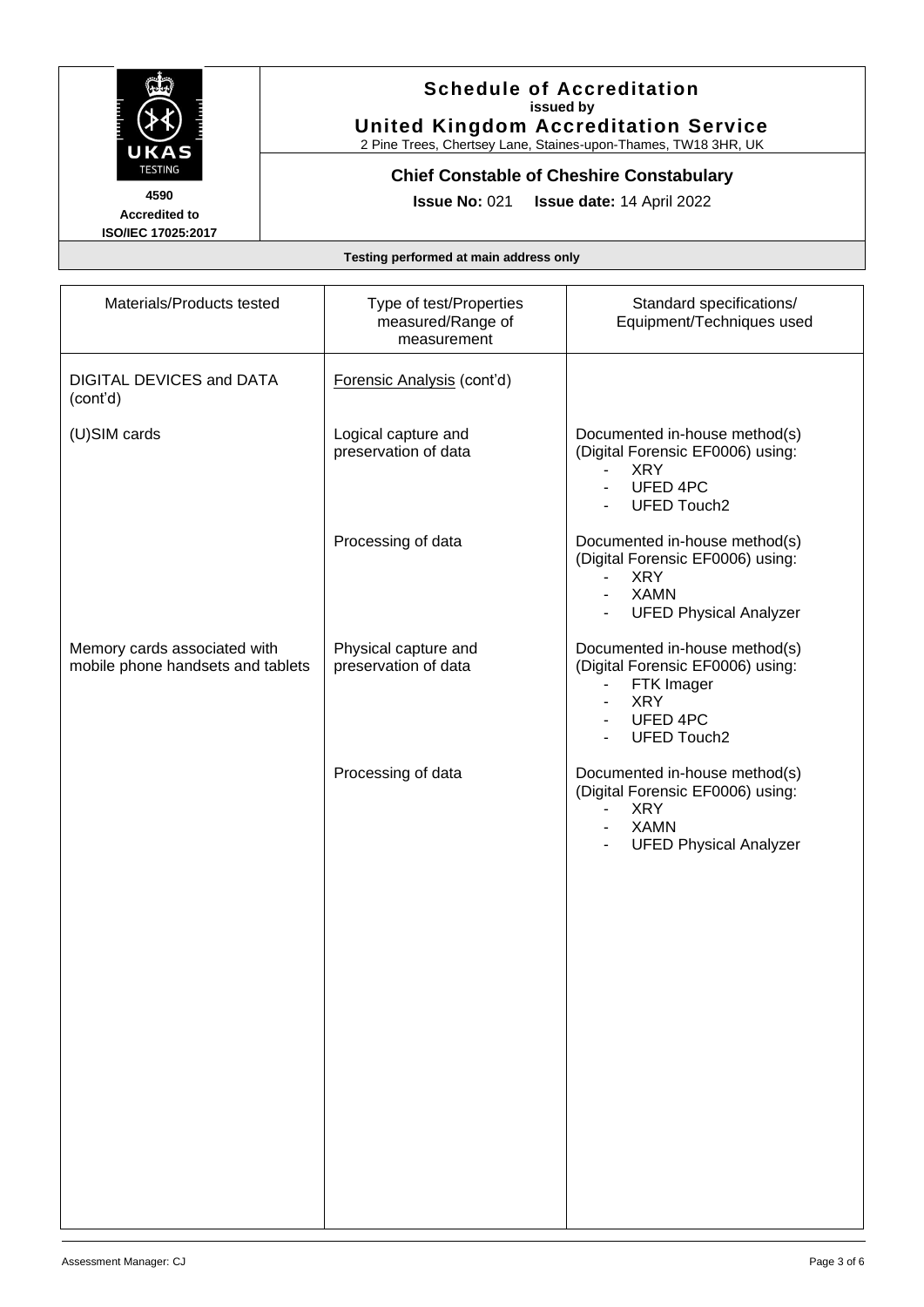**Schedule of Accreditation**
**issued by**
**United Kingdom Accreditation Service**
2 Pine Trees, Chertsey Lane, Staines-upon-Thames, TW18 3HR, UK

**4590**
**Accredited to**
**ISO/IEC 17025:2017**

**Chief Constable of Cheshire Constabulary**

**Issue No:** 021 **Issue date:** 14 April 2022

**Testing performed at main address only**

| Materials/Products tested | Type of test/Properties measured/Range of measurement | Standard specifications/ Equipment/Techniques used |
|---|---|---|
| DIGITAL DEVICES and DATA (cont'd) | Forensic Analysis (cont'd) | |
| (U)SIM cards | Logical capture and preservation of data | Documented in-house method(s) (Digital Forensic EF0006) using: <br> - XRY <br> - UFED 4PC <br> - UFED Touch2 |
| | Processing of data | Documented in-house method(s) (Digital Forensic EF0006) using: <br> - XRY <br> - XAMN <br> - UFED Physical Analyzer |
| Memory cards associated with mobile phone handsets and tablets | Physical capture and preservation of data | Documented in-house method(s) (Digital Forensic EF0006) using: <br> - FTK Imager <br> - XRY <br> - UFED 4PC <br> - UFED Touch2 |
| | Processing of data | Documented in-house method(s) (Digital Forensic EF0006) using: <br> - XRY <br> - XAMN <br> - UFED Physical Analyzer |

Assessment Manager: CJ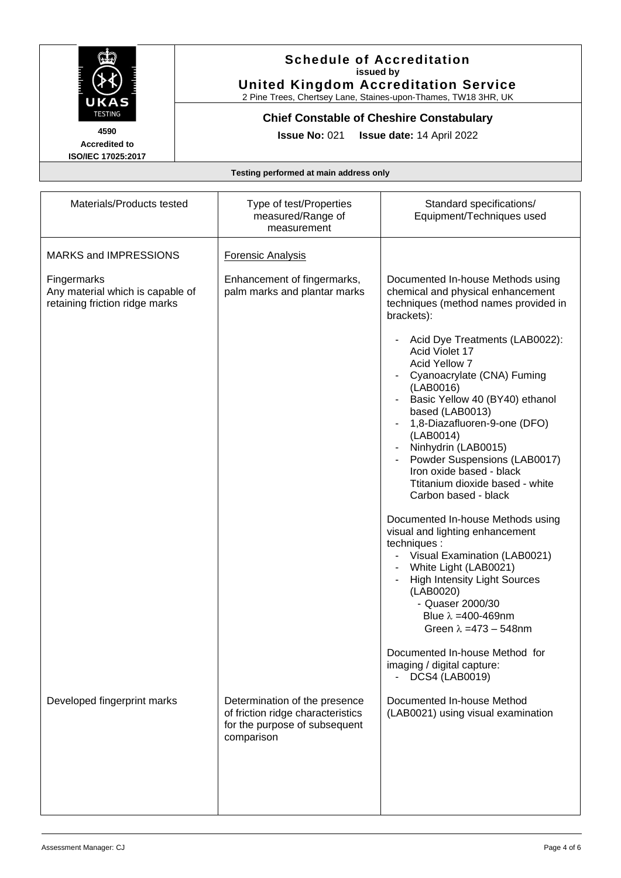**Schedule of Accreditation**
**issued by**
**United Kingdom Accreditation Service**
2 Pine Trees, Chertsey Lane, Staines-upon-Thames, TW18 3HR, UK

**4590**
**Accredited to**
**ISO/IEC 17025:2017**

**Chief Constable of Cheshire Constabulary**

**Issue No:** 021 **Issue date:** 14 April 2022

**Testing performed at main address only**

| Materials/Products tested | Type of test/Properties measured/Range of measurement | Standard specifications/ Equipment/Techniques used |
|---|---|---|
| MARKS and IMPRESSIONS | Forensic Analysis | |
| Fingermarks<br>Any material which is capable of retaining friction ridge marks | Enhancement of fingermarks, palm marks and plantar marks | Documented In-house Methods using chemical and physical enhancement techniques (method names provided in brackets):<br>- Acid Dye Treatments (LAB0022): Acid Violet 17, Acid Yellow 7<br>- Cyanoacrylate (CNA) Fuming (LAB0016)<br>- Basic Yellow 40 (BY40) ethanol based (LAB0013)<br>- 1,8-Diazafluoren-9-one (DFO) (LAB0014)<br>- Ninhydrin (LAB0015)<br>- Powder Suspensions (LAB0017) Iron oxide based - black, Ttitanium dioxide based - white, Carbon based - black<br><br>Documented In-house Methods using visual and lighting enhancement techniques :<br>- Visual Examination (LAB0021)<br>- White Light (LAB0021)<br>- High Intensity Light Sources (LAB0020)<br>  - Quaser 2000/30<br>    Blue $\lambda$ =400-469nm<br>    Green $\lambda$ =473 – 548nm<br><br>Documented In-house Method for imaging / digital capture:<br>- DCS4 (LAB0019) |
| Developed fingerprint marks | Determination of the presence of friction ridge characteristics for the purpose of subsequent comparison | Documented In-house Method (LAB0021) using visual examination |

Assessment Manager: CJ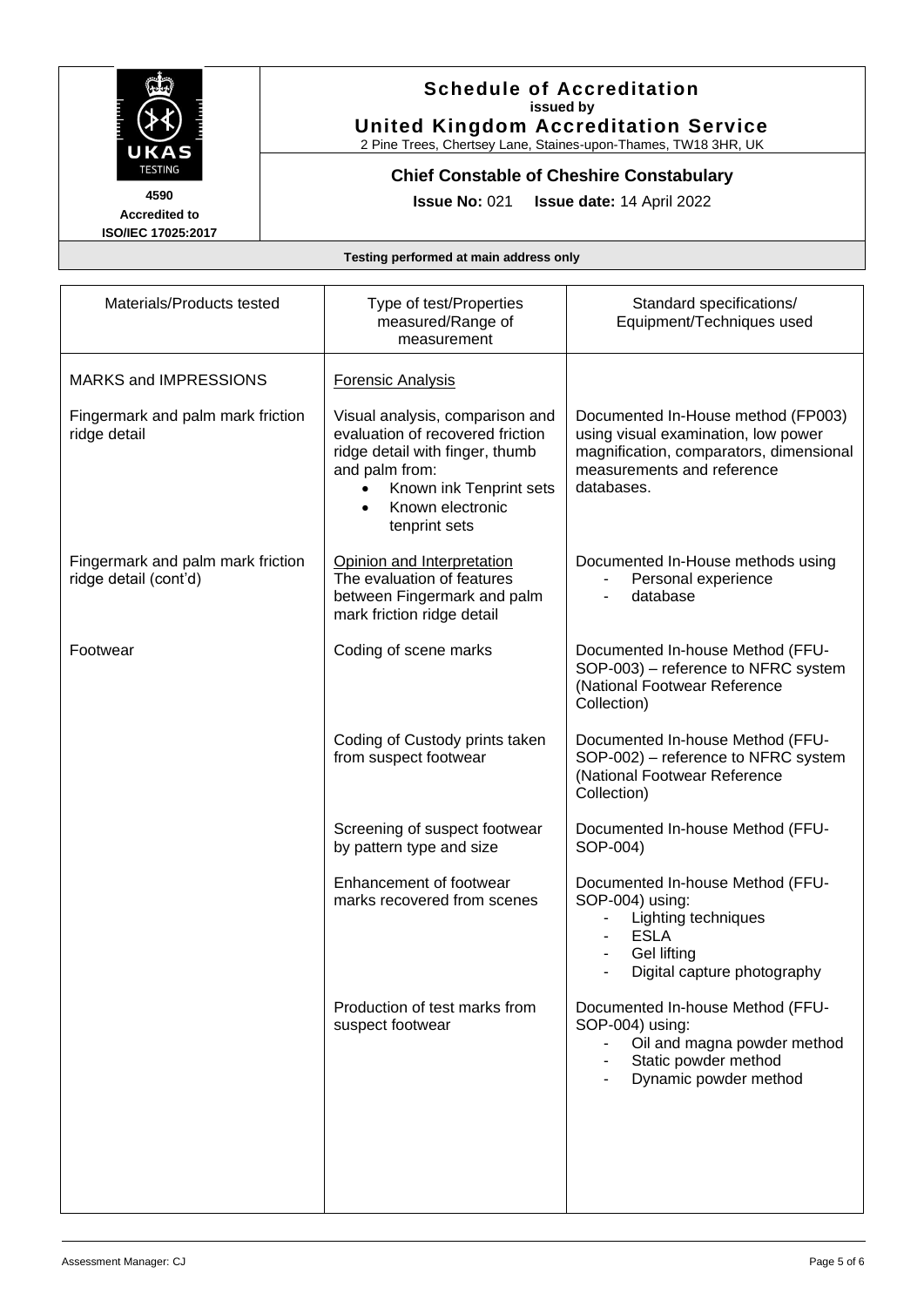**Schedule of Accreditation**
**issued by**
**United Kingdom Accreditation Service**
2 Pine Trees, Chertsey Lane, Staines-upon-Thames, TW18 3HR, UK

**4590**
**Accredited to**
**ISO/IEC 17025:2017**

**Chief Constable of Cheshire Constabulary**

**Issue No:** 021 **Issue date:** 14 April 2022

**Testing performed at main address only**

| Materials/Products tested | Type of test/Properties measured/Range of measurement | Standard specifications/ Equipment/Techniques used |
|---|---|---|
| MARKS and IMPRESSIONS | Forensic Analysis | |
| Fingermark and palm mark friction ridge detail | Visual analysis, comparison and evaluation of recovered friction ridge detail with finger, thumb and palm from:<br>• Known ink Tenprint sets<br>• Known electronic tenprint sets | Documented In-House method (FP003) using visual examination, low power magnification, comparators, dimensional measurements and reference databases. |
| Fingermark and palm mark friction ridge detail (cont'd) | Opinion and Interpretation<br>The evaluation of features between Fingermark and palm mark friction ridge detail | Documented In-House methods using<br>- Personal experience<br>- database |
| Footwear | Coding of scene marks | Documented In-house Method (FFU-SOP-003) – reference to NFRC system (National Footwear Reference Collection) |
| | Coding of Custody prints taken from suspect footwear | Documented In-house Method (FFU-SOP-002) – reference to NFRC system (National Footwear Reference Collection) |
| | Screening of suspect footwear by pattern type and size | Documented In-house Method (FFU-SOP-004) |
| | Enhancement of footwear marks recovered from scenes | Documented In-house Method (FFU-SOP-004) using:<br>- Lighting techniques<br>- ESLA<br>- Gel lifting<br>- Digital capture photography |
| | Production of test marks from suspect footwear | Documented In-house Method (FFU-SOP-004) using:<br>- Oil and magna powder method<br>- Static powder method<br>- Dynamic powder method |

Assessment Manager: CJ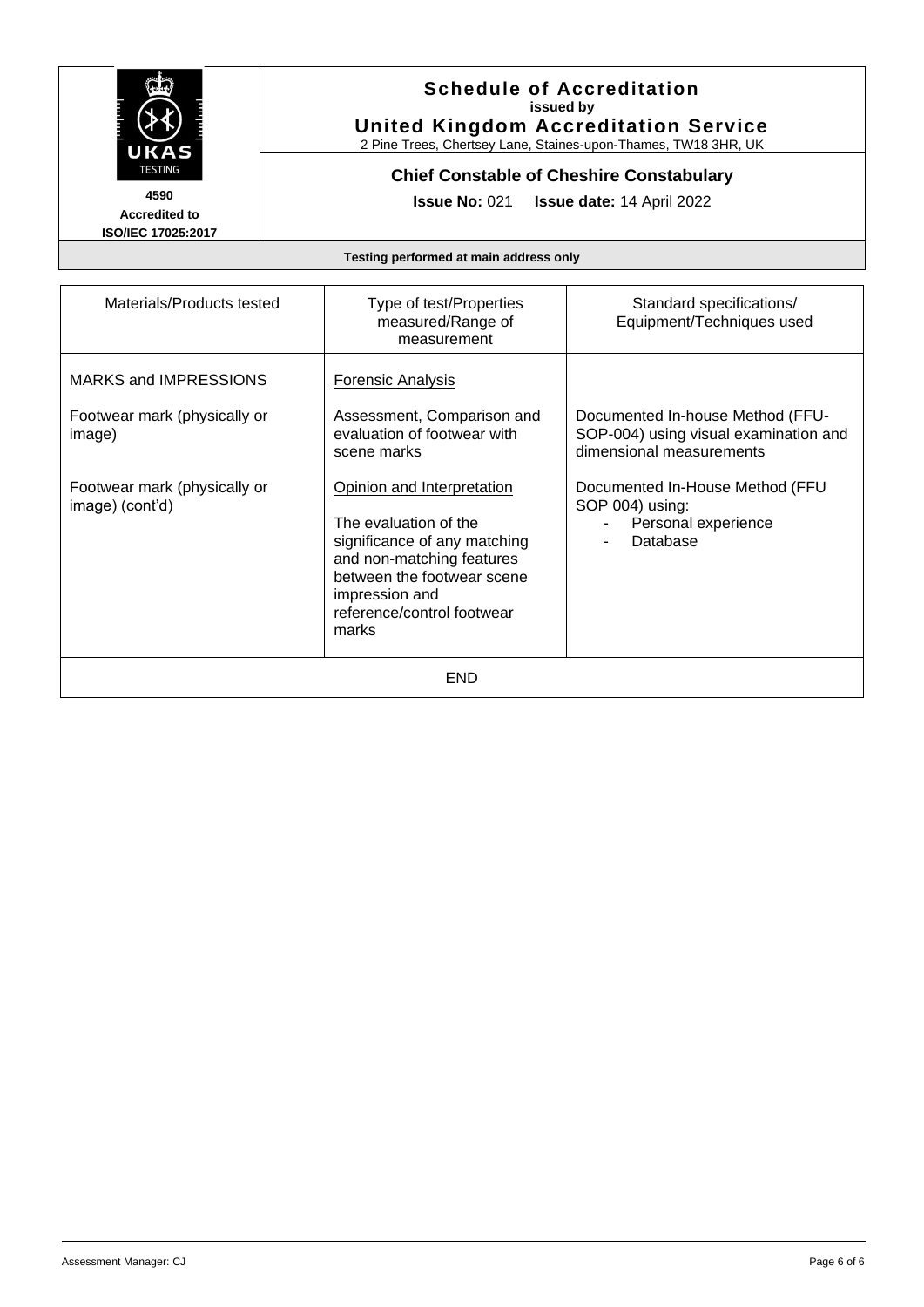**Schedule of Accreditation**
**issued by**
**United Kingdom Accreditation Service**
2 Pine Trees, Chertsey Lane, Staines-upon-Thames, TW18 3HR, UK

**4590**
**Accredited to**
**ISO/IEC 17025:2017**

**Chief Constable of Cheshire Constabulary**

**Issue No:** 021 **Issue date:** 14 April 2022

**Testing performed at main address only**

| Materials/Products tested | Type of test/Properties measured/Range of measurement | Standard specifications/ Equipment/Techniques used |
|---|---|---|
| MARKS and IMPRESSIONS | Forensic Analysis | |
| Footwear mark (physically or image) | Assessment, Comparison and evaluation of footwear with scene marks | Documented In-house Method (FFU-SOP-004) using visual examination and dimensional measurements |
| Footwear mark (physically or image) (cont'd) | Opinion and Interpretation<br><br>The evaluation of the significance of any matching and non-matching features between the footwear scene impression and reference/control footwear marks | Documented In-House Method (FFU SOP 004) using:<br>- Personal experience<br>- Database |
| END | | |

Assessment Manager: CJ